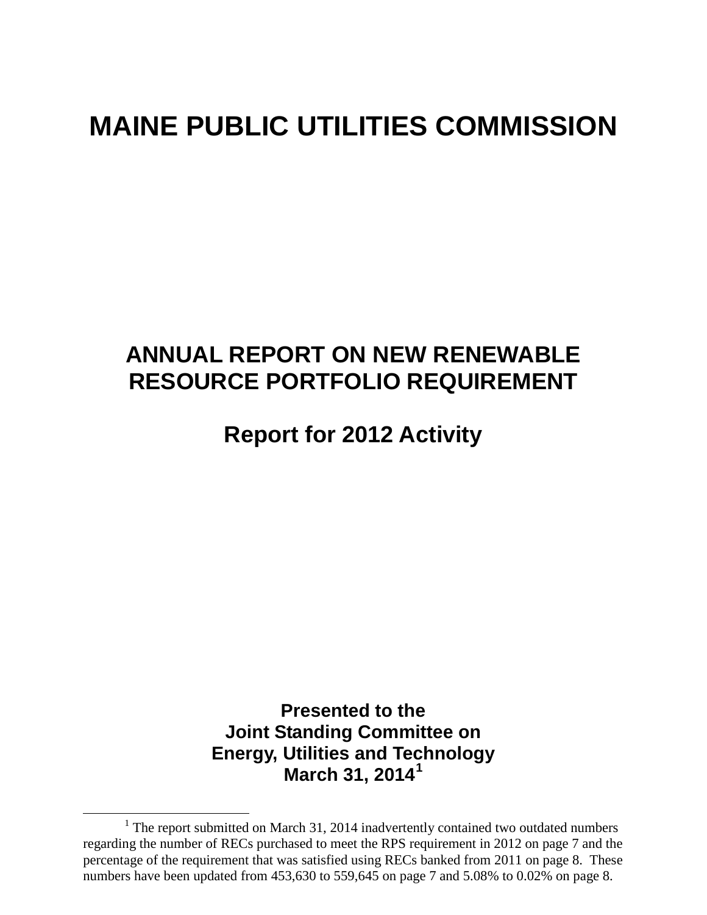# MAINE PUBLIC UTILITIES COMMISSION

## ANNUAL REPORT ON NEW RENEWABLE RESOURCE PORTFOLIO REQUIREMENT

## Report for 2012 Activity

**Presented to the**
**Joint Standing Committee on**
**Energy, Utilities and Technology**
**March 31, 2014[1]**

---

[1] The report submitted on March 31, 2014 inadvertently contained two outdated numbers regarding the number of RECs purchased to meet the RPS requirement in 2012 on page 7 and the percentage of the requirement that was satisfied using RECs banked from 2011 on page 8. These numbers have been updated from 453,630 to 559,645 on page 7 and 5.08% to 0.02% on page 8.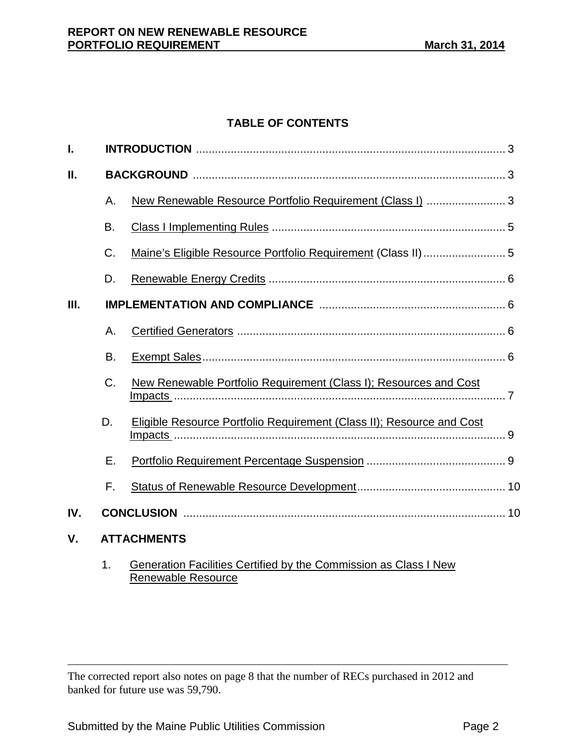## TABLE OF CONTENTS

**I. INTRODUCTION** .................................................................................................. 3

**II. BACKGROUND** .................................................................................................. 3

A. New Renewable Resource Portfolio Requirement (Class I) ......................... 3

B. Class I Implementing Rules .......................................................................... 5

C. Maine's Eligible Resource Portfolio Requirement (Class II) .......................... 5

D. Renewable Energy Credits ........................................................................... 6

**III. IMPLEMENTATION AND COMPLIANCE** ........................................................... 6

A. Certified Generators ..................................................................................... 6

B. Exempt Sales................................................................................................ 6

C. New Renewable Portfolio Requirement (Class I); Resources and Cost Impacts ......................................................................................................... 7

D. Eligible Resource Portfolio Requirement (Class II); Resource and Cost Impacts ......................................................................................................... 9

E. Portfolio Requirement Percentage Suspension ............................................ 9

F. Status of Renewable Resource Development............................................... 10

**IV. CONCLUSION** ...................................................................................................... 10

**V. ATTACHMENTS**

1. Generation Facilities Certified by the Commission as Class I New Renewable Resource

---

The corrected report also notes on page 8 that the number of RECs purchased in 2012 and banked for future use was 59,790.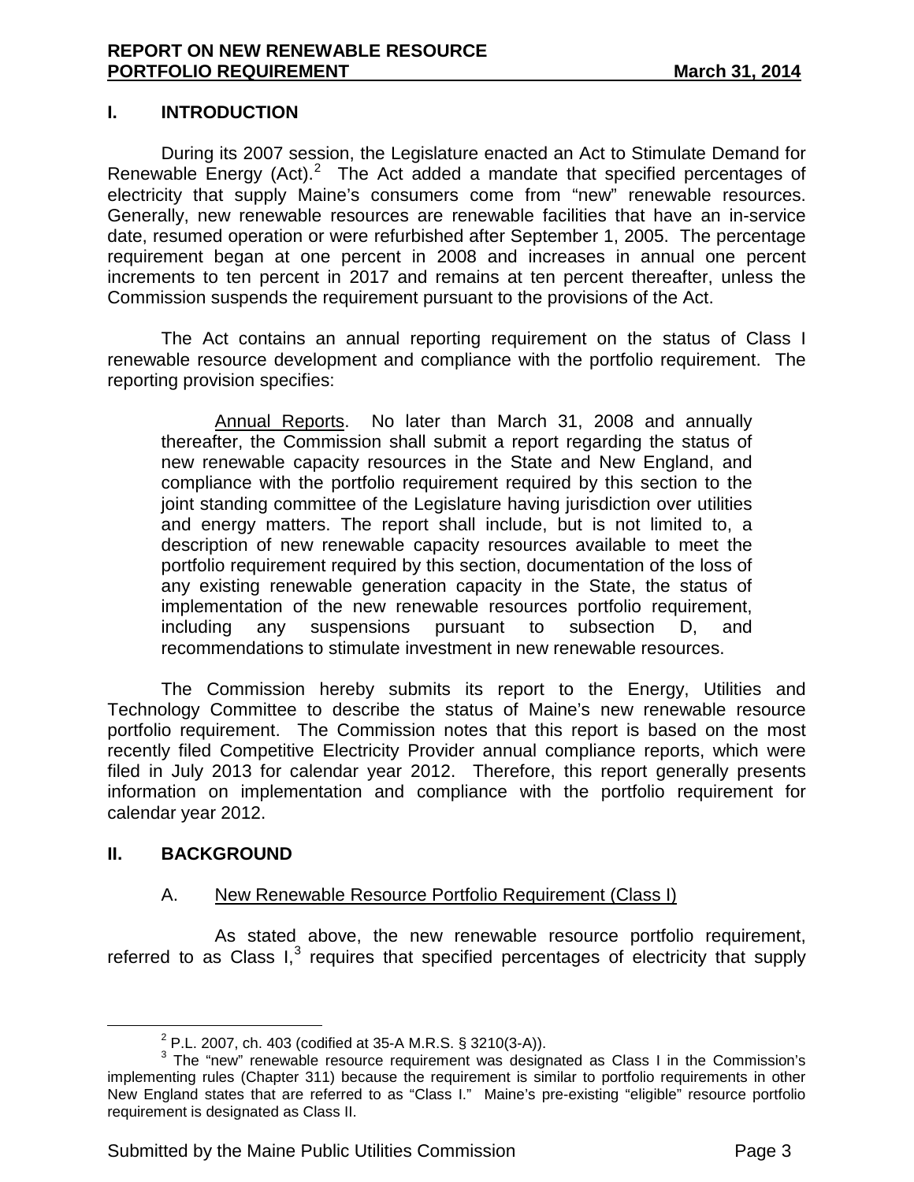## I. INTRODUCTION

During its 2007 session, the Legislature enacted an Act to Stimulate Demand for Renewable Energy (Act).[2] The Act added a mandate that specified percentages of electricity that supply Maine's consumers come from "new" renewable resources. Generally, new renewable resources are renewable facilities that have an in-service date, resumed operation or were refurbished after September 1, 2005. The percentage requirement began at one percent in 2008 and increases in annual one percent increments to ten percent in 2017 and remains at ten percent thereafter, unless the Commission suspends the requirement pursuant to the provisions of the Act.

The Act contains an annual reporting requirement on the status of Class I renewable resource development and compliance with the portfolio requirement. The reporting provision specifies:

> Annual Reports. No later than March 31, 2008 and annually thereafter, the Commission shall submit a report regarding the status of new renewable capacity resources in the State and New England, and compliance with the portfolio requirement required by this section to the joint standing committee of the Legislature having jurisdiction over utilities and energy matters. The report shall include, but is not limited to, a description of new renewable capacity resources available to meet the portfolio requirement required by this section, documentation of the loss of any existing renewable generation capacity in the State, the status of implementation of the new renewable resources portfolio requirement, including any suspensions pursuant to subsection D, and recommendations to stimulate investment in new renewable resources.

The Commission hereby submits its report to the Energy, Utilities and Technology Committee to describe the status of Maine's new renewable resource portfolio requirement. The Commission notes that this report is based on the most recently filed Competitive Electricity Provider annual compliance reports, which were filed in July 2013 for calendar year 2012. Therefore, this report generally presents information on implementation and compliance with the portfolio requirement for calendar year 2012.

## II. BACKGROUND

### A. New Renewable Resource Portfolio Requirement (Class I)

As stated above, the new renewable resource portfolio requirement, referred to as Class I,[3] requires that specified percentages of electricity that supply

---

[2] P.L. 2007, ch. 403 (codified at 35-A M.R.S. § 3210(3-A)).

[3] The "new" renewable resource requirement was designated as Class I in the Commission's implementing rules (Chapter 311) because the requirement is similar to portfolio requirements in other New England states that are referred to as "Class I." Maine's pre-existing "eligible" resource portfolio requirement is designated as Class II.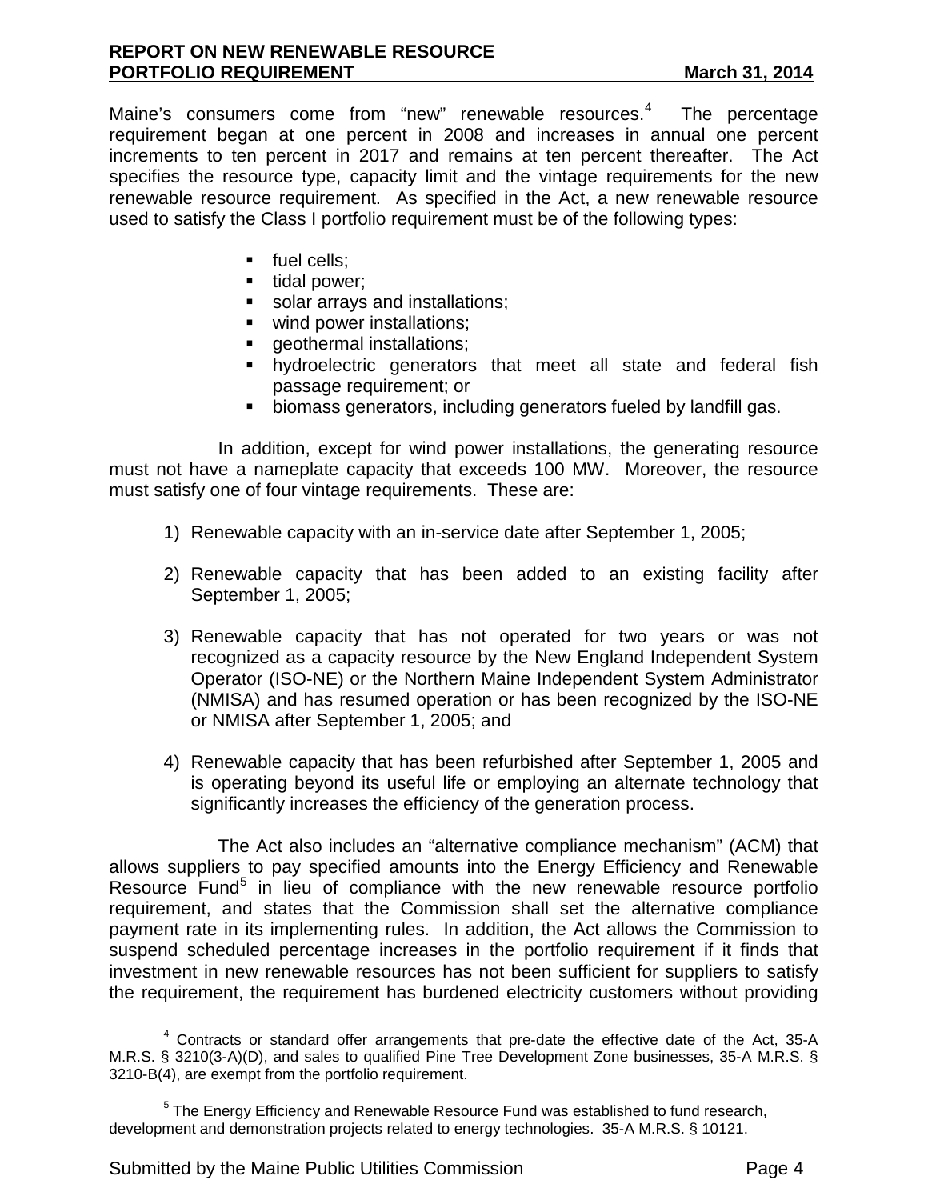Maine's consumers come from "new" renewable resources.[4] The percentage requirement began at one percent in 2008 and increases in annual one percent increments to ten percent in 2017 and remains at ten percent thereafter. The Act specifies the resource type, capacity limit and the vintage requirements for the new renewable resource requirement. As specified in the Act, a new renewable resource used to satisfy the Class I portfolio requirement must be of the following types:

- fuel cells;
- tidal power;
- solar arrays and installations;
- wind power installations;
- geothermal installations;
- hydroelectric generators that meet all state and federal fish passage requirement; or
- biomass generators, including generators fueled by landfill gas.

In addition, except for wind power installations, the generating resource must not have a nameplate capacity that exceeds 100 MW. Moreover, the resource must satisfy one of four vintage requirements. These are:

1) Renewable capacity with an in-service date after September 1, 2005;

2) Renewable capacity that has been added to an existing facility after September 1, 2005;

3) Renewable capacity that has not operated for two years or was not recognized as a capacity resource by the New England Independent System Operator (ISO-NE) or the Northern Maine Independent System Administrator (NMISA) and has resumed operation or has been recognized by the ISO-NE or NMISA after September 1, 2005; and

4) Renewable capacity that has been refurbished after September 1, 2005 and is operating beyond its useful life or employing an alternate technology that significantly increases the efficiency of the generation process.

The Act also includes an "alternative compliance mechanism" (ACM) that allows suppliers to pay specified amounts into the Energy Efficiency and Renewable Resource Fund[5] in lieu of compliance with the new renewable resource portfolio requirement, and states that the Commission shall set the alternative compliance payment rate in its implementing rules. In addition, the Act allows the Commission to suspend scheduled percentage increases in the portfolio requirement if it finds that investment in new renewable resources has not been sufficient for suppliers to satisfy the requirement, the requirement has burdened electricity customers without providing

---

[4] Contracts or standard offer arrangements that pre-date the effective date of the Act, 35-A M.R.S. § 3210(3-A)(D), and sales to qualified Pine Tree Development Zone businesses, 35-A M.R.S. § 3210-B(4), are exempt from the portfolio requirement.

[5] The Energy Efficiency and Renewable Resource Fund was established to fund research, development and demonstration projects related to energy technologies. 35-A M.R.S. § 10121.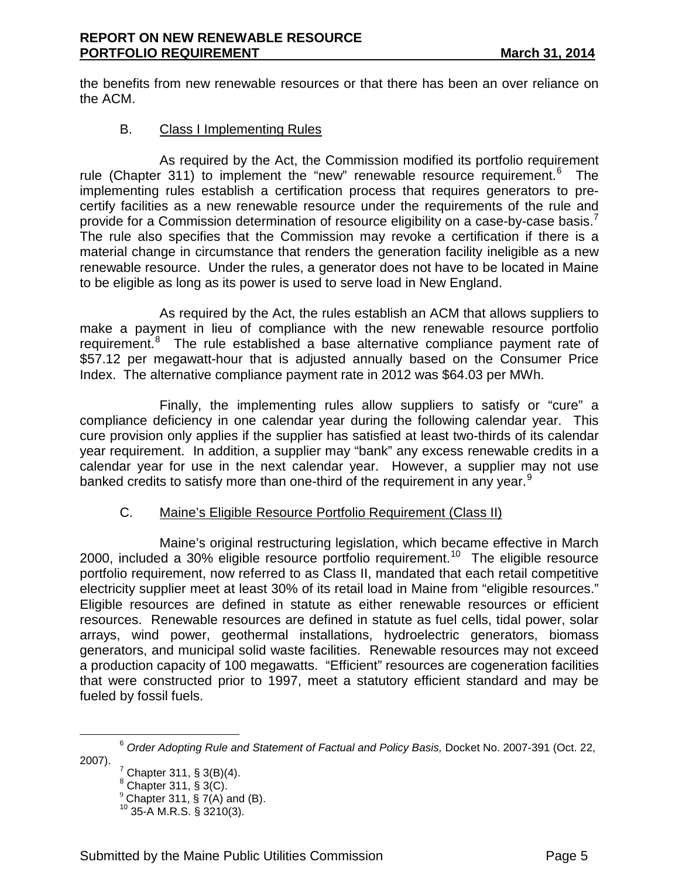the benefits from new renewable resources or that there has been an over reliance on the ACM.

### B. Class I Implementing Rules

As required by the Act, the Commission modified its portfolio requirement rule (Chapter 311) to implement the "new" renewable resource requirement.[6] The implementing rules establish a certification process that requires generators to pre-certify facilities as a new renewable resource under the requirements of the rule and provide for a Commission determination of resource eligibility on a case-by-case basis.[7] The rule also specifies that the Commission may revoke a certification if there is a material change in circumstance that renders the generation facility ineligible as a new renewable resource. Under the rules, a generator does not have to be located in Maine to be eligible as long as its power is used to serve load in New England.

As required by the Act, the rules establish an ACM that allows suppliers to make a payment in lieu of compliance with the new renewable resource portfolio requirement.[8] The rule established a base alternative compliance payment rate of $57.12 per megawatt-hour that is adjusted annually based on the Consumer Price Index. The alternative compliance payment rate in 2012 was $64.03 per MWh.

Finally, the implementing rules allow suppliers to satisfy or "cure" a compliance deficiency in one calendar year during the following calendar year. This cure provision only applies if the supplier has satisfied at least two-thirds of its calendar year requirement. In addition, a supplier may "bank" any excess renewable credits in a calendar year for use in the next calendar year. However, a supplier may not use banked credits to satisfy more than one-third of the requirement in any year.[9]

### C. Maine's Eligible Resource Portfolio Requirement (Class II)

Maine's original restructuring legislation, which became effective in March 2000, included a 30% eligible resource portfolio requirement.[10] The eligible resource portfolio requirement, now referred to as Class II, mandated that each retail competitive electricity supplier meet at least 30% of its retail load in Maine from "eligible resources." Eligible resources are defined in statute as either renewable resources or efficient resources. Renewable resources are defined in statute as fuel cells, tidal power, solar arrays, wind power, geothermal installations, hydroelectric generators, biomass generators, and municipal solid waste facilities. Renewable resources may not exceed a production capacity of 100 megawatts. "Efficient" resources are cogeneration facilities that were constructed prior to 1997, meet a statutory efficient standard and may be fueled by fossil fuels.

---

[6] *Order Adopting Rule and Statement of Factual and Policy Basis,* Docket No. 2007-391 (Oct. 22, 2007).

[7] Chapter 311, § 3(B)(4).

[8] Chapter 311, § 3(C).

[9] Chapter 311, § 7(A) and (B).

[10] 35-A M.R.S. § 3210(3).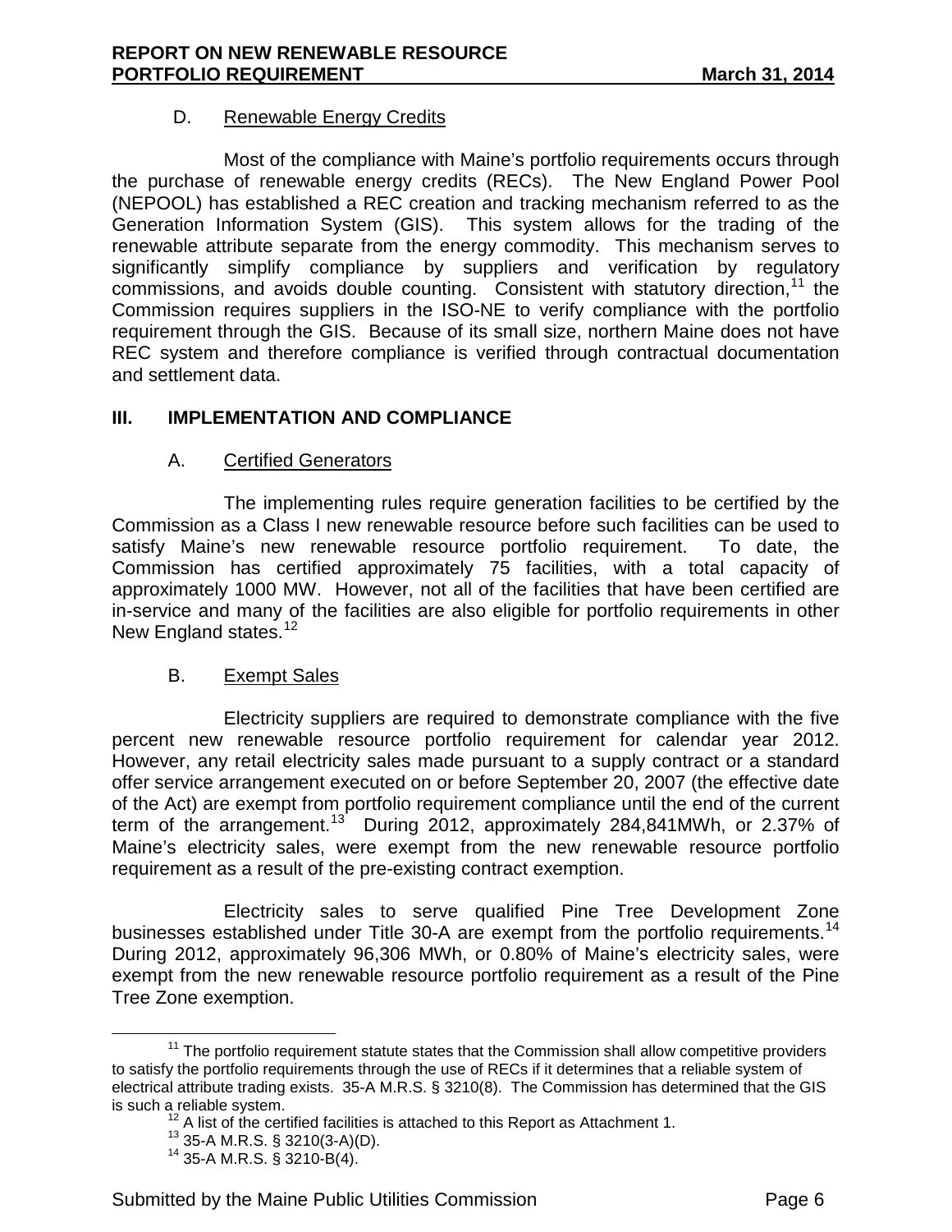### D. Renewable Energy Credits

Most of the compliance with Maine's portfolio requirements occurs through the purchase of renewable energy credits (RECs). The New England Power Pool (NEPOOL) has established a REC creation and tracking mechanism referred to as the Generation Information System (GIS). This system allows for the trading of the renewable attribute separate from the energy commodity. This mechanism serves to significantly simplify compliance by suppliers and verification by regulatory commissions, and avoids double counting. Consistent with statutory direction,[11] the Commission requires suppliers in the ISO-NE to verify compliance with the portfolio requirement through the GIS. Because of its small size, northern Maine does not have REC system and therefore compliance is verified through contractual documentation and settlement data.

## III. IMPLEMENTATION AND COMPLIANCE

### A. Certified Generators

The implementing rules require generation facilities to be certified by the Commission as a Class I new renewable resource before such facilities can be used to satisfy Maine's new renewable resource portfolio requirement. To date, the Commission has certified approximately 75 facilities, with a total capacity of approximately 1000 MW. However, not all of the facilities that have been certified are in-service and many of the facilities are also eligible for portfolio requirements in other New England states.[12]

### B. Exempt Sales

Electricity suppliers are required to demonstrate compliance with the five percent new renewable resource portfolio requirement for calendar year 2012. However, any retail electricity sales made pursuant to a supply contract or a standard offer service arrangement executed on or before September 20, 2007 (the effective date of the Act) are exempt from portfolio requirement compliance until the end of the current term of the arrangement.[13] During 2012, approximately 284,841MWh, or 2.37% of Maine's electricity sales, were exempt from the new renewable resource portfolio requirement as a result of the pre-existing contract exemption.

Electricity sales to serve qualified Pine Tree Development Zone businesses established under Title 30-A are exempt from the portfolio requirements.[14] During 2012, approximately 96,306 MWh, or 0.80% of Maine's electricity sales, were exempt from the new renewable resource portfolio requirement as a result of the Pine Tree Zone exemption.

---

[11] The portfolio requirement statute states that the Commission shall allow competitive providers to satisfy the portfolio requirements through the use of RECs if it determines that a reliable system of electrical attribute trading exists. 35-A M.R.S. § 3210(8). The Commission has determined that the GIS is such a reliable system.

[12] A list of the certified facilities is attached to this Report as Attachment 1.

[13] 35-A M.R.S. § 3210(3-A)(D).

[14] 35-A M.R.S. § 3210-B(4).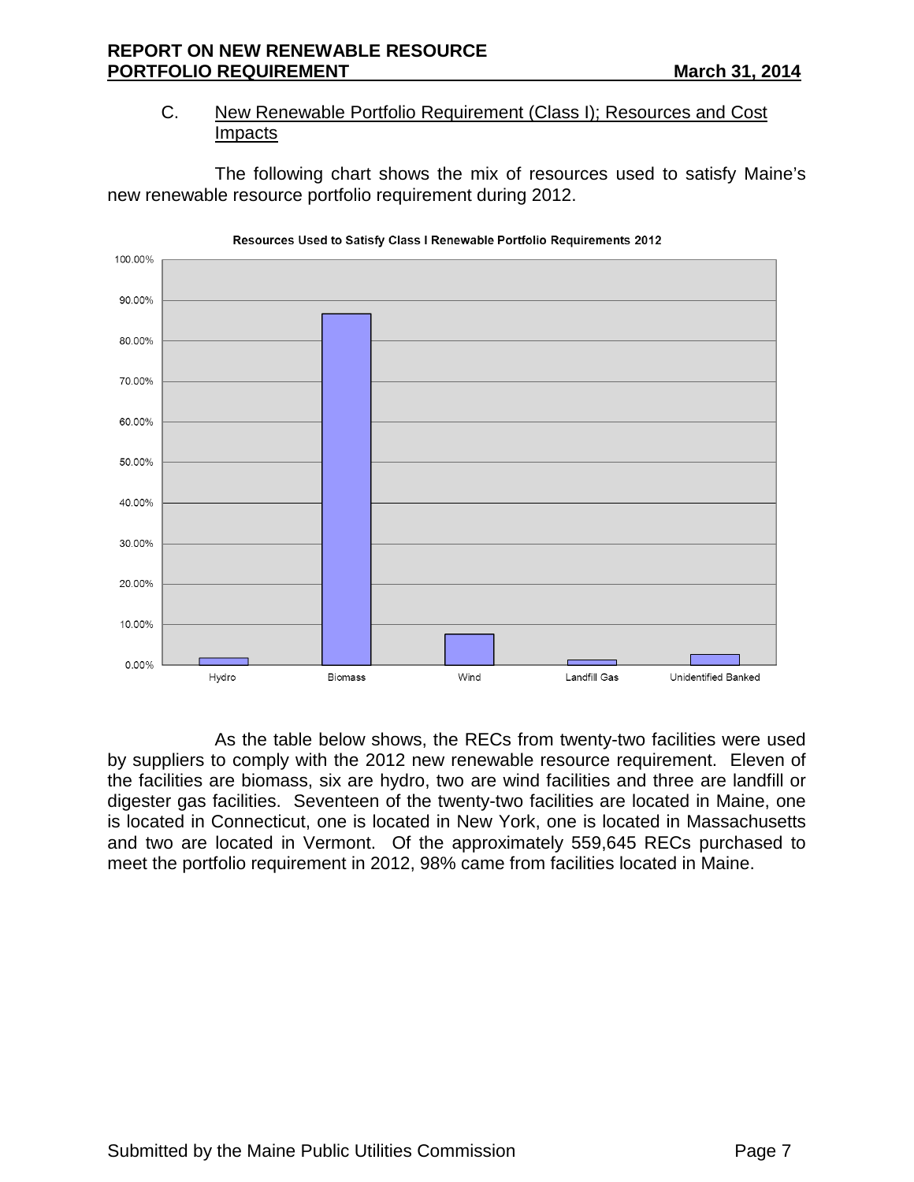C. New Renewable Portfolio Requirement (Class I); Resources and Cost Impacts

The following chart shows the mix of resources used to satisfy Maine's new renewable resource portfolio requirement during 2012.

Resources Used to Satisfy Class I Renewable Portfolio Requirements 2012

As the table below shows, the RECs from twenty-two facilities were used by suppliers to comply with the 2012 new renewable resource requirement. Eleven of the facilities are biomass, six are hydro, two are wind facilities and three are landfill or digester gas facilities. Seventeen of the twenty-two facilities are located in Maine, one is located in Connecticut, one is located in New York, one is located in Massachusetts and two are located in Vermont. Of the approximately 559,645 RECs purchased to meet the portfolio requirement in 2012, 98% came from facilities located in Maine.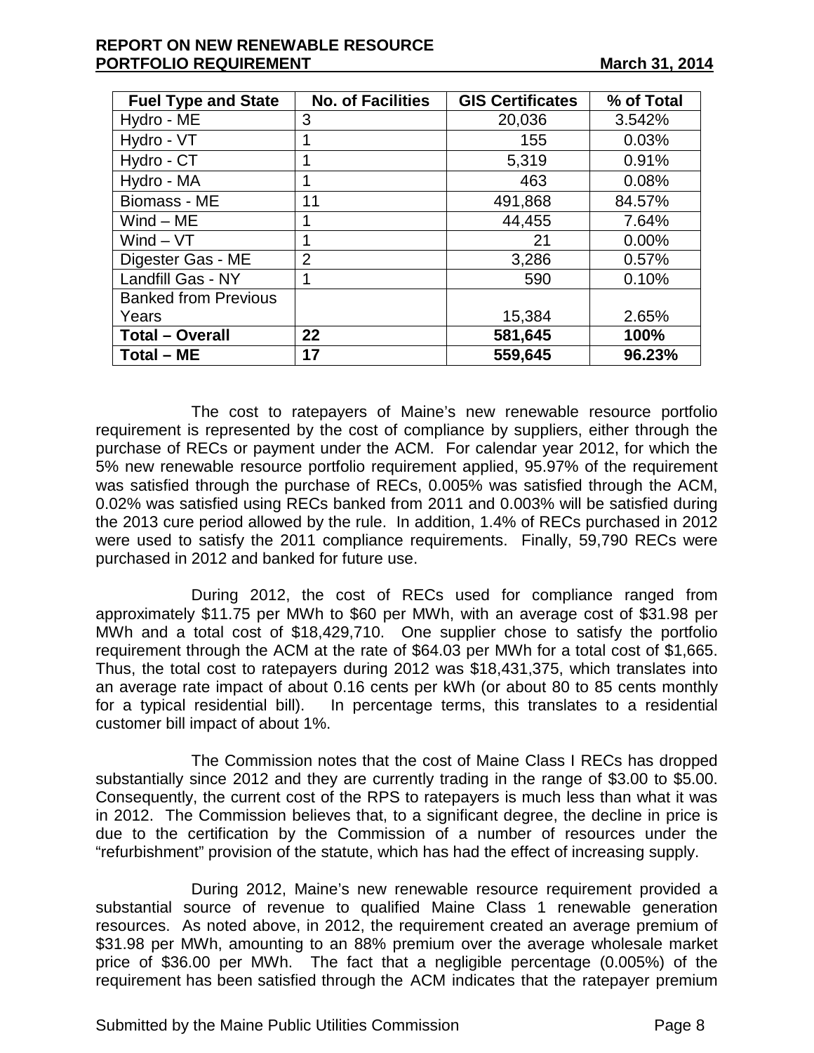| Fuel Type and State | No. of Facilities | GIS Certificates | % of Total |
|---|---|---|---|
| Hydro - ME | 3 | 20,036 | 3.542% |
| Hydro - VT | 1 | 155 | 0.03% |
| Hydro - CT | 1 | 5,319 | 0.91% |
| Hydro - MA | 1 | 463 | 0.08% |
| Biomass - ME | 11 | 491,868 | 84.57% |
| Wind – ME | 1 | 44,455 | 7.64% |
| Wind – VT | 1 | 21 | 0.00% |
| Digester Gas - ME | 2 | 3,286 | 0.57% |
| Landfill Gas - NY | 1 | 590 | 0.10% |
| Banked from Previous Years | | 15,384 | 2.65% |
| **Total – Overall** | **22** | **581,645** | **100%** |
| **Total – ME** | **17** | **559,645** | **96.23%** |

The cost to ratepayers of Maine's new renewable resource portfolio requirement is represented by the cost of compliance by suppliers, either through the purchase of RECs or payment under the ACM. For calendar year 2012, for which the 5% new renewable resource portfolio requirement applied, 95.97% of the requirement was satisfied through the purchase of RECs, 0.005% was satisfied through the ACM, 0.02% was satisfied using RECs banked from 2011 and 0.003% will be satisfied during the 2013 cure period allowed by the rule. In addition, 1.4% of RECs purchased in 2012 were used to satisfy the 2011 compliance requirements. Finally, 59,790 RECs were purchased in 2012 and banked for future use.

During 2012, the cost of RECs used for compliance ranged from approximately $11.75 per MWh to $60 per MWh, with an average cost of $31.98 per MWh and a total cost of $18,429,710. One supplier chose to satisfy the portfolio requirement through the ACM at the rate of $64.03 per MWh for a total cost of $1,665. Thus, the total cost to ratepayers during 2012 was $18,431,375, which translates into an average rate impact of about 0.16 cents per kWh (or about 80 to 85 cents monthly for a typical residential bill). In percentage terms, this translates to a residential customer bill impact of about 1%.

The Commission notes that the cost of Maine Class I RECs has dropped substantially since 2012 and they are currently trading in the range of $3.00 to $5.00. Consequently, the current cost of the RPS to ratepayers is much less than what it was in 2012. The Commission believes that, to a significant degree, the decline in price is due to the certification by the Commission of a number of resources under the "refurbishment" provision of the statute, which has had the effect of increasing supply.

During 2012, Maine's new renewable resource requirement provided a substantial source of revenue to qualified Maine Class 1 renewable generation resources. As noted above, in 2012, the requirement created an average premium of $31.98 per MWh, amounting to an 88% premium over the average wholesale market price of $36.00 per MWh. The fact that a negligible percentage (0.005%) of the requirement has been satisfied through the ACM indicates that the ratepayer premium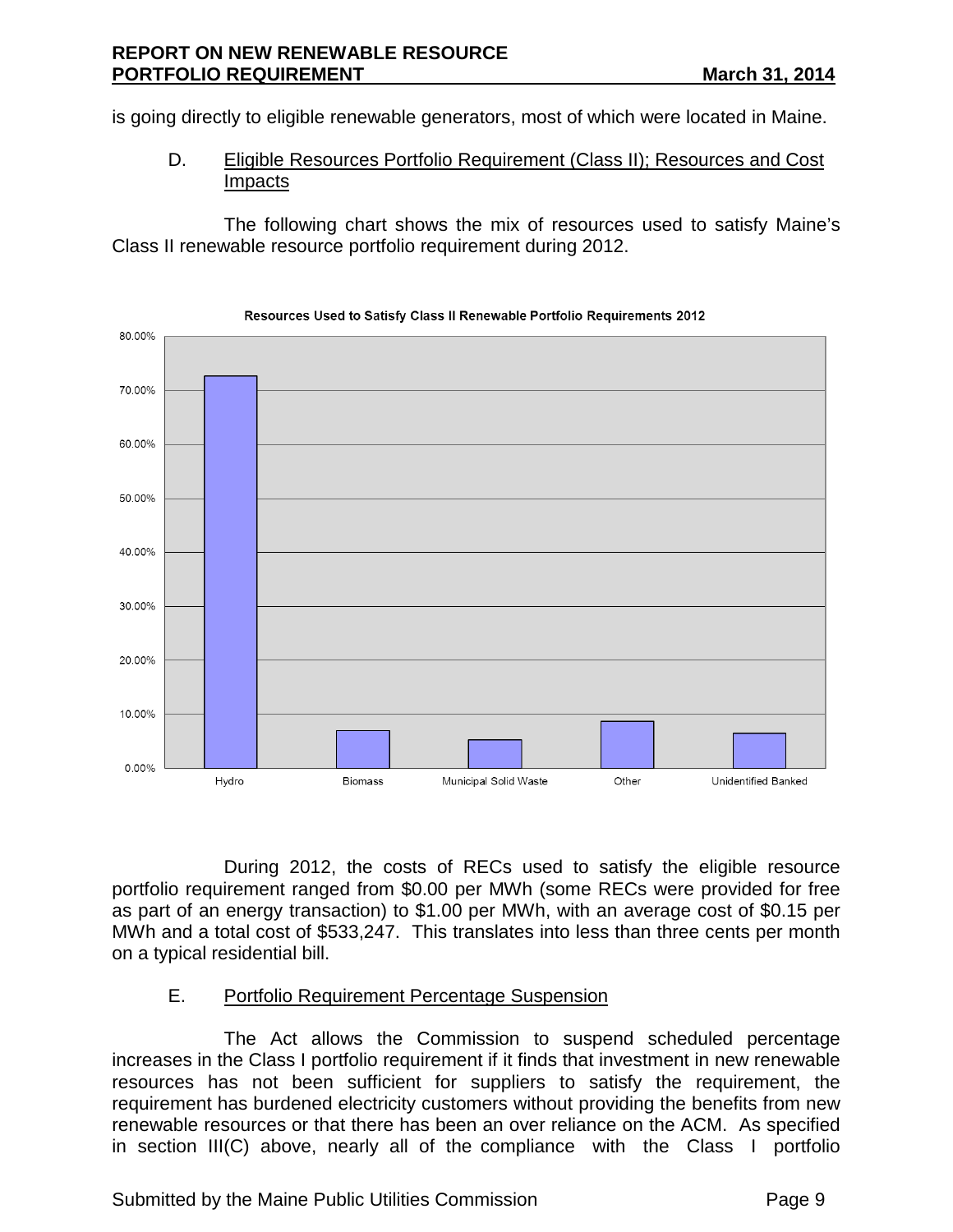is going directly to eligible renewable generators, most of which were located in Maine.

D. Eligible Resources Portfolio Requirement (Class II); Resources and Cost Impacts

The following chart shows the mix of resources used to satisfy Maine's Class II renewable resource portfolio requirement during 2012.

Resources Used to Satisfy Class II Renewable Portfolio Requirements 2012

During 2012, the costs of RECs used to satisfy the eligible resource portfolio requirement ranged from $0.00 per MWh (some RECs were provided for free as part of an energy transaction) to $1.00 per MWh, with an average cost of $0.15 per MWh and a total cost of $533,247. This translates into less than three cents per month on a typical residential bill.

E. Portfolio Requirement Percentage Suspension

The Act allows the Commission to suspend scheduled percentage increases in the Class I portfolio requirement if it finds that investment in new renewable resources has not been sufficient for suppliers to satisfy the requirement, the requirement has burdened electricity customers without providing the benefits from new renewable resources or that there has been an over reliance on the ACM. As specified in section III(C) above, nearly all of the compliance with the Class I portfolio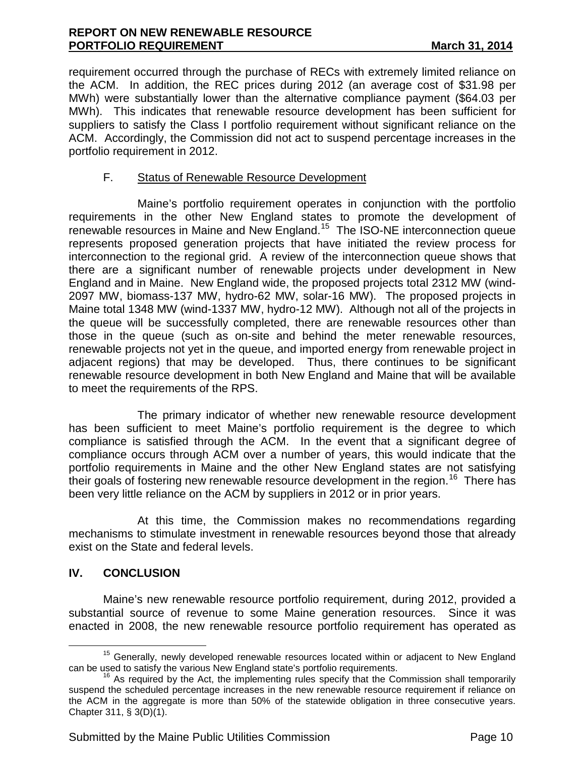requirement occurred through the purchase of RECs with extremely limited reliance on the ACM. In addition, the REC prices during 2012 (an average cost of $31.98 per MWh) were substantially lower than the alternative compliance payment ($64.03 per MWh). This indicates that renewable resource development has been sufficient for suppliers to satisfy the Class I portfolio requirement without significant reliance on the ACM. Accordingly, the Commission did not act to suspend percentage increases in the portfolio requirement in 2012.

### F. Status of Renewable Resource Development

Maine's portfolio requirement operates in conjunction with the portfolio requirements in the other New England states to promote the development of renewable resources in Maine and New England.[15] The ISO-NE interconnection queue represents proposed generation projects that have initiated the review process for interconnection to the regional grid. A review of the interconnection queue shows that there are a significant number of renewable projects under development in New England and in Maine. New England wide, the proposed projects total 2312 MW (wind-2097 MW, biomass-137 MW, hydro-62 MW, solar-16 MW). The proposed projects in Maine total 1348 MW (wind-1337 MW, hydro-12 MW). Although not all of the projects in the queue will be successfully completed, there are renewable resources other than those in the queue (such as on-site and behind the meter renewable resources, renewable projects not yet in the queue, and imported energy from renewable project in adjacent regions) that may be developed. Thus, there continues to be significant renewable resource development in both New England and Maine that will be available to meet the requirements of the RPS.

The primary indicator of whether new renewable resource development has been sufficient to meet Maine's portfolio requirement is the degree to which compliance is satisfied through the ACM. In the event that a significant degree of compliance occurs through ACM over a number of years, this would indicate that the portfolio requirements in Maine and the other New England states are not satisfying their goals of fostering new renewable resource development in the region.[16] There has been very little reliance on the ACM by suppliers in 2012 or in prior years.

At this time, the Commission makes no recommendations regarding mechanisms to stimulate investment in renewable resources beyond those that already exist on the State and federal levels.

## IV. CONCLUSION

Maine's new renewable resource portfolio requirement, during 2012, provided a substantial source of revenue to some Maine generation resources. Since it was enacted in 2008, the new renewable resource portfolio requirement has operated as

---

[15] Generally, newly developed renewable resources located within or adjacent to New England can be used to satisfy the various New England state's portfolio requirements.

[16] As required by the Act, the implementing rules specify that the Commission shall temporarily suspend the scheduled percentage increases in the new renewable resource requirement if reliance on the ACM in the aggregate is more than 50% of the statewide obligation in three consecutive years. Chapter 311, § 3(D)(1).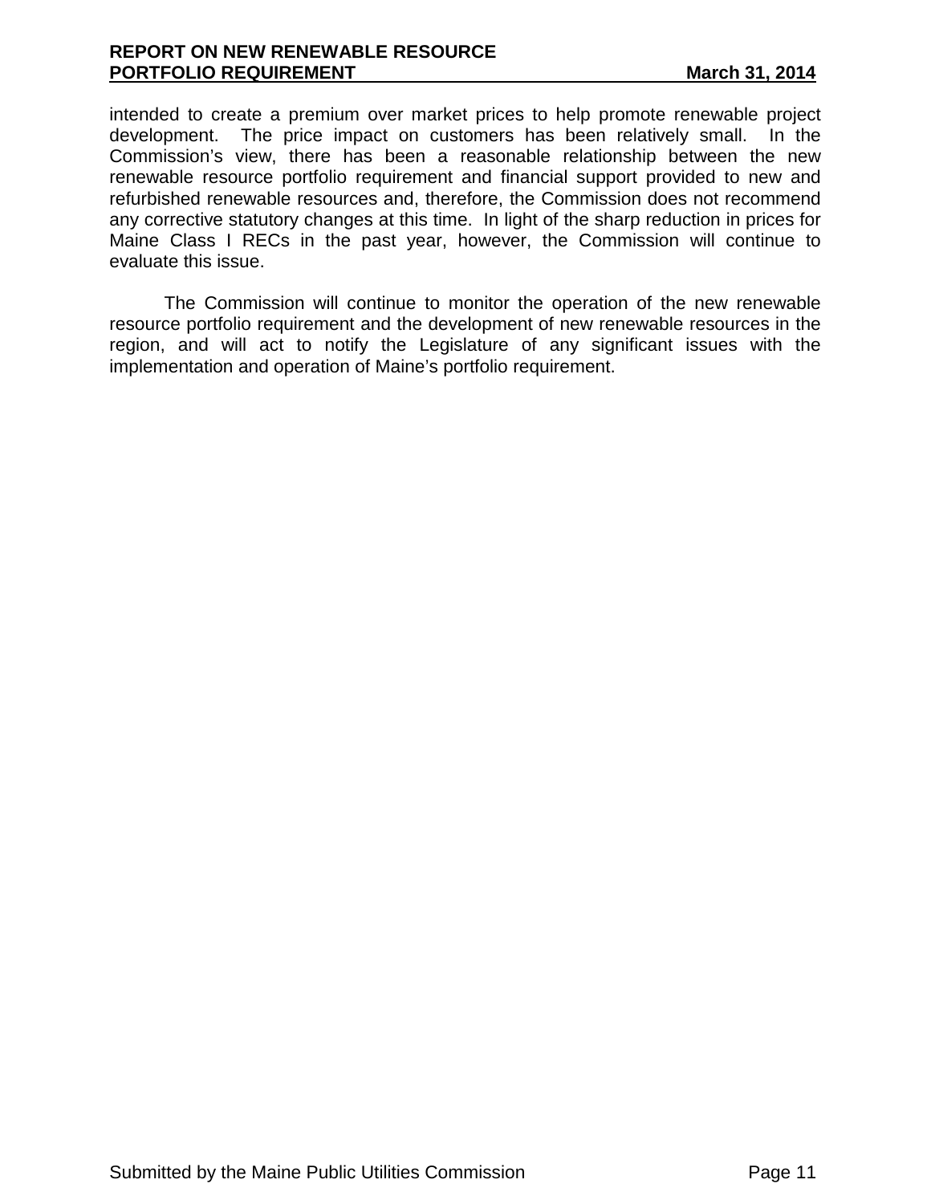intended to create a premium over market prices to help promote renewable project development. The price impact on customers has been relatively small. In the Commission's view, there has been a reasonable relationship between the new renewable resource portfolio requirement and financial support provided to new and refurbished renewable resources and, therefore, the Commission does not recommend any corrective statutory changes at this time. In light of the sharp reduction in prices for Maine Class I RECs in the past year, however, the Commission will continue to evaluate this issue.

The Commission will continue to monitor the operation of the new renewable resource portfolio requirement and the development of new renewable resources in the region, and will act to notify the Legislature of any significant issues with the implementation and operation of Maine's portfolio requirement.